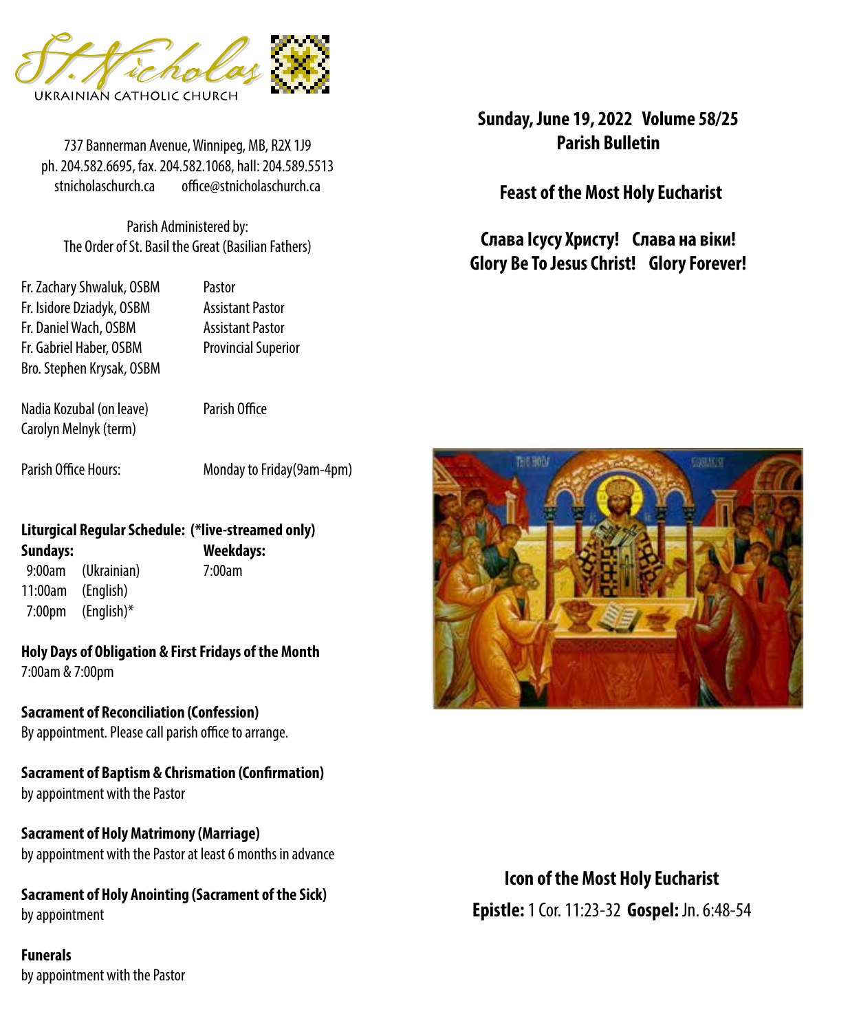St. Nicholas

UKRAINIAN CATHOLIC CHURCH

737 Bannerman Avenue, Winnipeg, MB, R2X 1J9
ph. 204.582.6695, fax. 204.582.1068, hall: 204.589.5513
stnicholaschurch.ca office@stnicholaschurch.ca

Parish Administered by:
The Order of St. Basil the Great (Basilian Fathers)

| | |
|---|---|
| Fr. Zachary Shwaluk, OSBM | Pastor |
| Fr. Isidore Dziadyk, OSBM | Assistant Pastor |
| Fr. Daniel Wach, OSBM | Assistant Pastor |
| Fr. Gabriel Haber, OSBM | Provincial Superior |
| Bro. Stephen Krysak, OSBM | |

| | |
|---|---|
| Nadia Kozubal (on leave) | Parish Office |
| Carolyn Melnyk (term) | |

Parish Office Hours: Monday to Friday(9am-4pm)

**Liturgical Regular Schedule: (*live-streamed only)**

| **Sundays:** | | **Weekdays:** |
|---|---|---|
| 9:00am | (Ukrainian) | 7:00am |
| 11:00am | (English) | |
| 7:00pm | (English)* | |

**Holy Days of Obligation & First Fridays of the Month**
7:00am & 7:00pm

**Sacrament of Reconciliation (Confession)**
By appointment. Please call parish office to arrange.

**Sacrament of Baptism & Chrismation (Confirmation)**
by appointment with the Pastor

**Sacrament of Holy Matrimony (Marriage)**
by appointment with the Pastor at least 6 months in advance

**Sacrament of Holy Anointing (Sacrament of the Sick)**
by appointment

**Funerals**
by appointment with the Pastor

**Sunday, June 19, 2022 Volume 58/25**
**Parish Bulletin**

**Feast of the Most Holy Eucharist**

**Слава Ісусу Христу! Слава на віки!**
**Glory Be To Jesus Christ! Glory Forever!**

**Icon of the Most Holy Eucharist**

**Epistle:** 1 Cor. 11:23-32 **Gospel:** Jn. 6:48-54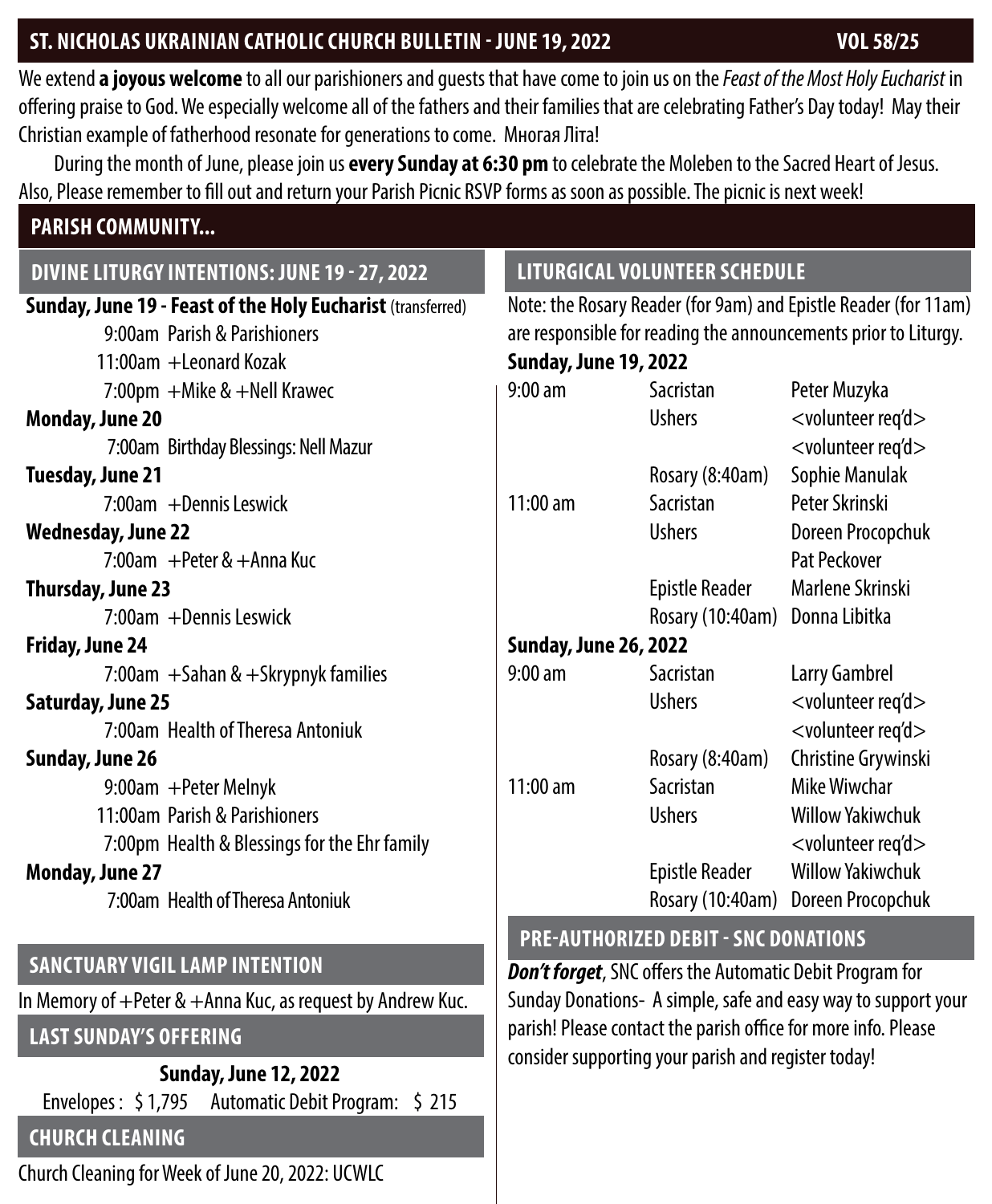## ST. NICHOLAS UKRAINIAN CATHOLIC CHURCH BULLETIN - JUNE 19, 2022 VOL 58/25

We extend **a joyous welcome** to all our parishioners and guests that have come to join us on the *Feast of the Most Holy Eucharist* in offering praise to God. We especially welcome all of the fathers and their families that are celebrating Father's Day today! May their Christian example of fatherhood resonate for generations to come. Многая Літа!

During the month of June, please join us **every Sunday at 6:30 pm** to celebrate the Moleben to the Sacred Heart of Jesus. Also, Please remember to fill out and return your Parish Picnic RSVP forms as soon as possible. The picnic is next week!

# PARISH COMMUNITY...

## DIVINE LITURGY INTENTIONS: JUNE 19 - 27, 2022

**Sunday, June 19 - Feast of the Holy Eucharist** (transferred)
- 9:00am Parish & Parishioners
- 11:00am +Leonard Kozak
- 7:00pm +Mike & +Nell Krawec

**Monday, June 20**
- 7:00am Birthday Blessings: Nell Mazur

**Tuesday, June 21**
- 7:00am +Dennis Leswick

**Wednesday, June 22**
- 7:00am +Peter & +Anna Kuc

**Thursday, June 23**
- 7:00am +Dennis Leswick

**Friday, June 24**
- 7:00am +Sahan & +Skrypnyk families

**Saturday, June 25**
- 7:00am Health of Theresa Antoniuk

**Sunday, June 26**
- 9:00am +Peter Melnyk
- 11:00am Parish & Parishioners
- 7:00pm Health & Blessings for the Ehr family

**Monday, June 27**
- 7:00am Health of Theresa Antoniuk

## SANCTUARY VIGIL LAMP INTENTION

In Memory of +Peter & +Anna Kuc, as request by Andrew Kuc.

## LAST SUNDAY'S OFFERING

**Sunday, June 12, 2022**

Envelopes : $ 1,795 Automatic Debit Program: $ 215

## CHURCH CLEANING

Church Cleaning for Week of June 20, 2022: UCWLC

## LITURGICAL VOLUNTEER SCHEDULE

Note: the Rosary Reader (for 9am) and Epistle Reader (for 11am) are responsible for reading the announcements prior to Liturgy.

**Sunday, June 19, 2022**

| | | |
|---|---|---|
| 9:00 am | Sacristan | Peter Muzyka |
| | Ushers | <volunteer req'd> |
| | | <volunteer req'd> |
| | Rosary (8:40am) | Sophie Manulak |
| 11:00 am | Sacristan | Peter Skrinski |
| | Ushers | Doreen Procopchuk |
| | | Pat Peckover |
| | Epistle Reader | Marlene Skrinski |
| | Rosary (10:40am) | Donna Libitka |

**Sunday, June 26, 2022**

| | | |
|---|---|---|
| 9:00 am | Sacristan | Larry Gambrel |
| | Ushers | <volunteer req'd> |
| | | <volunteer req'd> |
| | Rosary (8:40am) | Christine Grywinski |
| 11:00 am | Sacristan | Mike Wiwchar |
| | Ushers | Willow Yakiwchuk |
| | | <volunteer req'd> |
| | Epistle Reader | Willow Yakiwchuk |
| | Rosary (10:40am) | Doreen Procopchuk |

## PRE-AUTHORIZED DEBIT - SNC DONATIONS

***Don't forget***, SNC offers the Automatic Debit Program for Sunday Donations- A simple, safe and easy way to support your parish! Please contact the parish office for more info. Please consider supporting your parish and register today!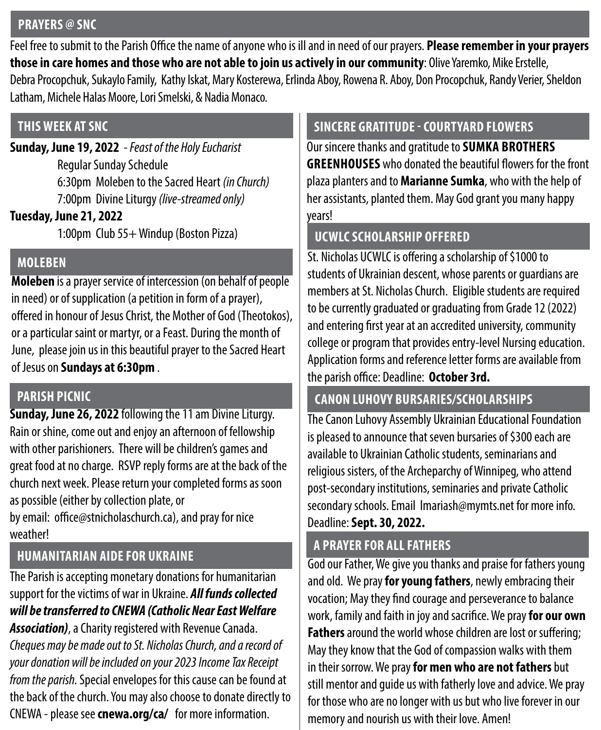## PRAYERS @ SNC

Feel free to submit to the Parish Office the name of anyone who is ill and in need of our prayers. **Please remember in your prayers those in care homes and those who are not able to join us actively in our community**: Olive Yaremko, Mike Erstelle, Debra Procopchuk, Sukaylo Family, Kathy Iskat, Mary Kosterewa, Erlinda Aboy, Rowena R. Aboy, Don Procopchuk, Randy Verier, Sheldon Latham, Michele Halas Moore, Lori Smelski, & Nadia Monaco.

## THIS WEEK AT SNC

**Sunday, June 19, 2022** - *Feast of the Holy Eucharist*

Regular Sunday Schedule

6:30pm Moleben to the Sacred Heart *(in Church)*

7:00pm Divine Liturgy *(live-streamed only)*

**Tuesday, June 21, 2022**

1:00pm Club 55+ Windup (Boston Pizza)

## MOLEBEN

**Moleben** is a prayer service of intercession (on behalf of people in need) or of supplication (a petition in form of a prayer), offered in honour of Jesus Christ, the Mother of God (Theotokos), or a particular saint or martyr, or a Feast. During the month of June, please join us in this beautiful prayer to the Sacred Heart of Jesus on **Sundays at 6:30pm** .

## PARISH PICNIC

**Sunday, June 26, 2022** following the 11 am Divine Liturgy. Rain or shine, come out and enjoy an afternoon of fellowship with other parishioners. There will be children's games and great food at no charge. RSVP reply forms are at the back of the church next week. Please return your completed forms as soon as possible (either by collection plate, or by email: office@stnicholaschurch.ca), and pray for nice weather!

## HUMANITARIAN AIDE FOR UKRAINE

The Parish is accepting monetary donations for humanitarian support for the victims of war in Ukraine. ***All funds collected will be transferred to CNEWA (Catholic Near East Welfare Association)***, a Charity registered with Revenue Canada. *Cheques may be made out to St. Nicholas Church, and a record of your donation will be included on your 2023 Income Tax Receipt from the parish.* Special envelopes for this cause can be found at the back of the church. You may also choose to donate directly to CNEWA - please see **cnewa.org/ca/** for more information.

## SINCERE GRATITUDE - COURTYARD FLOWERS

Our sincere thanks and gratitude to **SUMKA BROTHERS GREENHOUSES** who donated the beautiful flowers for the front plaza planters and to **Marianne Sumka**, who with the help of her assistants, planted them. May God grant you many happy years!

## UCWLC SCHOLARSHIP OFFERED

St. Nicholas UCWLC is offering a scholarship of $1000 to students of Ukrainian descent, whose parents or guardians are members at St. Nicholas Church. Eligible students are required to be currently graduated or graduating from Grade 12 (2022) and entering first year at an accredited university, community college or program that provides entry-level Nursing education. Application forms and reference letter forms are available from the parish office: Deadline: **October 3rd.**

## CANON LUHOVY BURSARIES/SCHOLARSHIPS

The Canon Luhovy Assembly Ukrainian Educational Foundation is pleased to announce that seven bursaries of $300 each are available to Ukrainian Catholic students, seminarians and religious sisters, of the Archeparchy of Winnipeg, who attend post-secondary institutions, seminaries and private Catholic secondary schools. Email lmariash@mymts.net for more info. Deadline: **Sept. 30, 2022.**

## A PRAYER FOR ALL FATHERS

God our Father, We give you thanks and praise for fathers young and old. We pray **for young fathers**, newly embracing their vocation; May they find courage and perseverance to balance work, family and faith in joy and sacrifice. We pray **for our own Fathers** around the world whose children are lost or suffering; May they know that the God of compassion walks with them in their sorrow. We pray **for men who are not fathers** but still mentor and guide us with fatherly love and advice. We pray for those who are no longer with us but who live forever in our memory and nourish us with their love. Amen!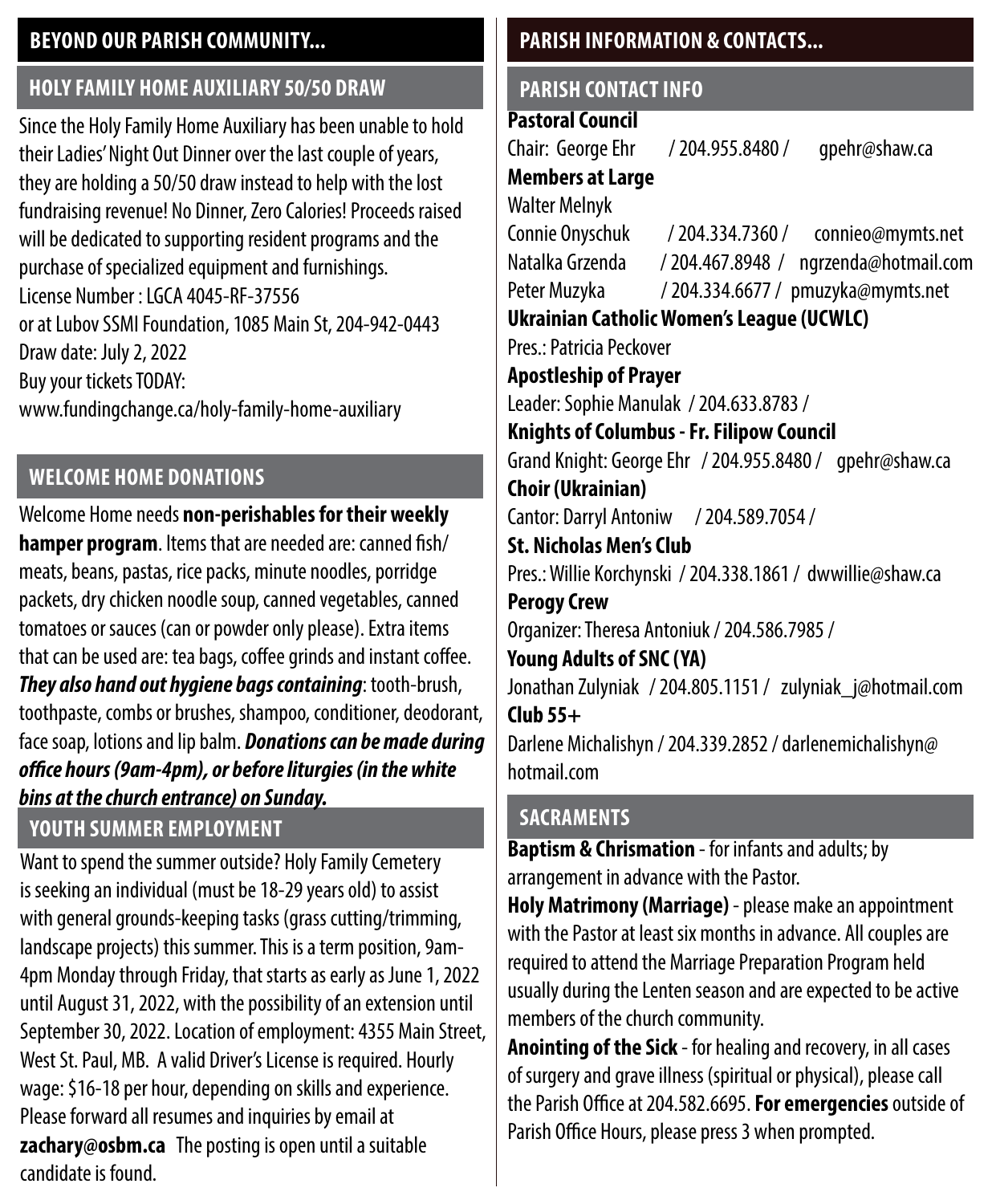# BEYOND OUR PARISH COMMUNITY...

## HOLY FAMILY HOME AUXILIARY 50/50 DRAW

Since the Holy Family Home Auxiliary has been unable to hold their Ladies' Night Out Dinner over the last couple of years, they are holding a 50/50 draw instead to help with the lost fundraising revenue! No Dinner, Zero Calories! Proceeds raised will be dedicated to supporting resident programs and the purchase of specialized equipment and furnishings.
License Number : LGCA 4045-RF-37556
or at Lubov SSMI Foundation, 1085 Main St, 204-942-0443
Draw date: July 2, 2022
Buy your tickets TODAY:
www.fundingchange.ca/holy-family-home-auxiliary

## WELCOME HOME DONATIONS

Welcome Home needs **non-perishables for their weekly hamper program**. Items that are needed are: canned fish/meats, beans, pastas, rice packs, minute noodles, porridge packets, dry chicken noodle soup, canned vegetables, canned tomatoes or sauces (can or powder only please). Extra items that can be used are: tea bags, coffee grinds and instant coffee. ***They also hand out hygiene bags containing***: tooth-brush, toothpaste, combs or brushes, shampoo, conditioner, deodorant, face soap, lotions and lip balm. ***Donations can be made during office hours (9am-4pm), or before liturgies (in the white bins at the church entrance) on Sunday.***

## YOUTH SUMMER EMPLOYMENT

Want to spend the summer outside? Holy Family Cemetery is seeking an individual (must be 18-29 years old) to assist with general grounds-keeping tasks (grass cutting/trimming, landscape projects) this summer. This is a term position, 9am-4pm Monday through Friday, that starts as early as June 1, 2022 until August 31, 2022, with the possibility of an extension until September 30, 2022. Location of employment: 4355 Main Street, West St. Paul, MB. A valid Driver's License is required. Hourly wage: $16-18 per hour, depending on skills and experience. Please forward all resumes and inquiries by email at **zachary@osbm.ca** The posting is open until a suitable candidate is found.

# PARISH INFORMATION & CONTACTS...

## PARISH CONTACT INFO

**Pastoral Council**
Chair: George Ehr / 204.955.8480 / gpehr@shaw.ca

**Members at Large**
Walter Melnyk
Connie Onyschuk / 204.334.7360 / connieo@mymts.net
Natalka Grzenda / 204.467.8948 / ngrzenda@hotmail.com
Peter Muzyka / 204.334.6677 / pmuzyka@mymts.net

**Ukrainian Catholic Women's League (UCWLC)**
Pres.: Patricia Peckover

**Apostleship of Prayer**
Leader: Sophie Manulak / 204.633.8783 /

**Knights of Columbus - Fr. Filipow Council**
Grand Knight: George Ehr / 204.955.8480 / gpehr@shaw.ca

**Choir (Ukrainian)**
Cantor: Darryl Antoniw / 204.589.7054 /

**St. Nicholas Men's Club**
Pres.: Willie Korchynski / 204.338.1861 / dwwillie@shaw.ca

**Perogy Crew**
Organizer: Theresa Antoniuk / 204.586.7985 /

**Young Adults of SNC (YA)**
Jonathan Zulyniak / 204.805.1151 / zulyniak_j@hotmail.com

**Club 55+**
Darlene Michalishyn / 204.339.2852 / darlenemichalishyn@hotmail.com

## SACRAMENTS

**Baptism & Chrismation** - for infants and adults; by arrangement in advance with the Pastor.

**Holy Matrimony (Marriage)** - please make an appointment with the Pastor at least six months in advance. All couples are required to attend the Marriage Preparation Program held usually during the Lenten season and are expected to be active members of the church community.

**Anointing of the Sick** - for healing and recovery, in all cases of surgery and grave illness (spiritual or physical), please call the Parish Office at 204.582.6695. **For emergencies** outside of Parish Office Hours, please press 3 when prompted.